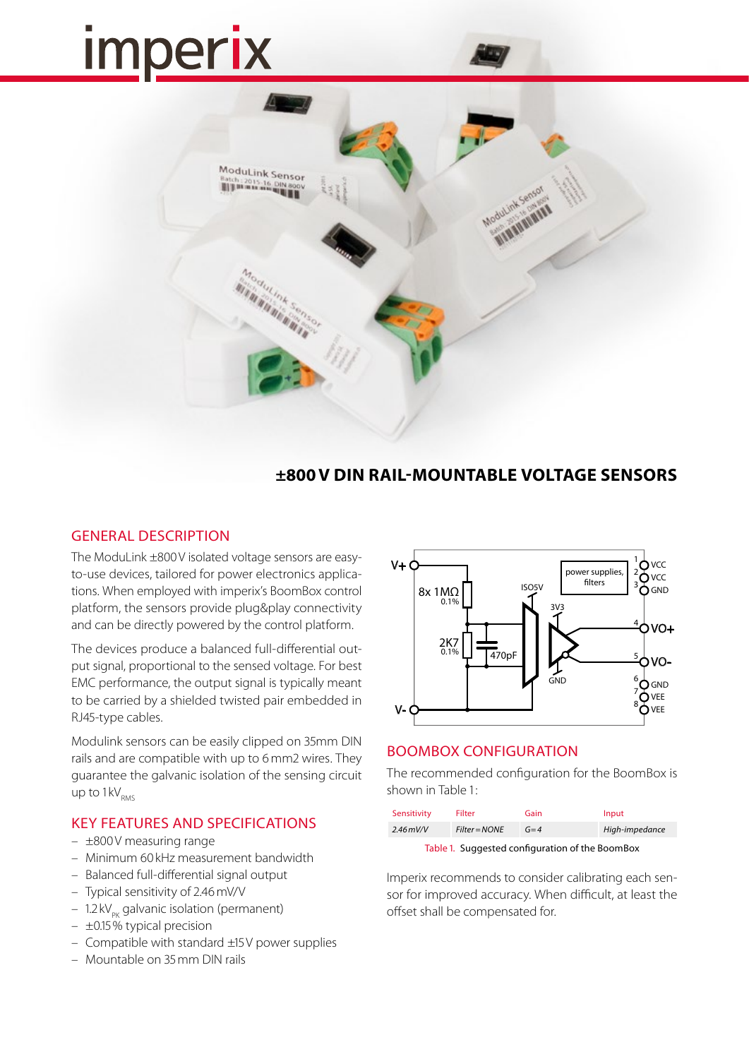# imperix

## ±800 V DIN RAIL-MOUNTABLE VOLTAGE SENSORS

## GENERAL DESCRIPTION

The ModuLink ±800 V isolated voltage sensors are easy-to-use devices, tailored for power electronics applications. When employed with imperix's BoomBox control platform, the sensors provide plug&play connectivity and can be directly powered by the control platform.

The devices produce a balanced full-differential output signal, proportional to the sensed voltage. For best EMC performance, the output signal is typically meant to be carried by a shielded twisted pair embedded in RJ45-type cables.

Modulink sensors can be easily clipped on 35mm DIN rails and are compatible with up to 6 mm2 wires. They guarantee the galvanic isolation of the sensing circuit up to 1 kV$_{RMS}$

## KEY FEATURES AND SPECIFICATIONS

- ±800 V measuring range
- Minimum 60 kHz measurement bandwidth
- Balanced full-differential signal output
- Typical sensitivity of 2.46 mV/V
- 1.2 kV$_{PK}$ galvanic isolation (permanent)
- ±0.15 % typical precision
- Compatible with standard ±15 V power supplies
- Mountable on 35 mm DIN rails

## BOOMBOX CONFIGURATION

The recommended configuration for the BoomBox is shown in Table 1:

| Sensitivity | Filter | Gain | Input |
|---|---|---|---|
| *2.46 mV/V* | *Filter = NONE* | *G = 4* | *High-impedance* |

Table 1. Suggested configuration of the BoomBox

Imperix recommends to consider calibrating each sensor for improved accuracy. When difficult, at least the offset shall be compensated for.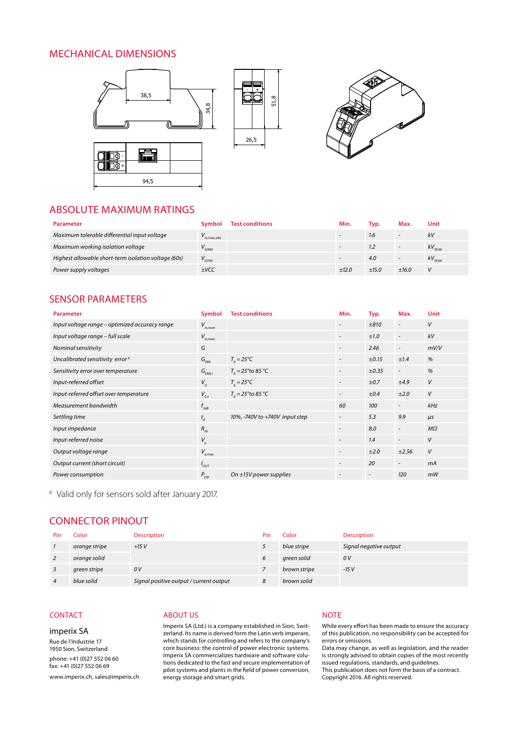## MECHANICAL DIMENSIONS

38,5

34,8

51,8

26,5

94,5

## ABSOLUTE MAXIMUM RATINGS

| Parameter | Symbol | Test conditions | Min. | Typ. | Max. | Unit |
|---|---|---|---|---|---|---|
| *Maximum tolerable differential input voltage* | $V_{in,max,abs}$ | | - | 1.6 | - | kV |
| *Maximum working isolation voltage* | $V_{IORM}$ | | - | 1.2 | - | $kV_{PEAK}$ |
| *Highest allowable short-term isolation voltage (60s)* | $V_{IOTM}$ | | - | 4.0 | - | $kV_{PEAK}$ |
| *Power supply voltages* | ±VCC | | ±12.0 | ±15.0 | ±16.0 | V |

## SENSOR PARAMETERS

| Parameter | Symbol | Test conditions | Min. | Typ. | Max. | Unit |
|---|---|---|---|---|---|---|
| *Input voltage range – optimized accuracy range* | $V_{in,nom}$ | | - | ±810 | - | V |
| *Input voltage range – full scale* | $V_{in,max}$ | | - | ±1.0 | - | kV |
| *Nominal sensitivity* | $G$ | | - | 2.46 | - | mV/V |
| *Uncalibrated sensitivity error* [6] | $G_{ERR}$ | $T_A = 25°C$ | - | ±0.15 | ±1.4 | % |
| *Sensitivity error over temperature* | $G_{ERR,t}$ | $T_A = 25°$to 85 °C | - | ±0.35 | - | % |
| *Input-referred offset* | $V_O$ | $T_A = 25°C$ | - | ±0.7 | ±4.9 | V |
| *Input-referred offset over temperature* | $V_{O,t}$ | $T_A = 25°$to 85 °C | - | ±0.4 | ±2.0 | V |
| *Measurement bandwidth* | $f_{3dB}$ | | 60 | 100 | - | kHz |
| *Settling time* | $t_d$ | 10%, -740V to +740V input step | - | 5.3 | 9.9 | µs |
| *Input impedance* | $R_{IN}$ | | - | 8.0 | - | MΩ |
| *Input-referred noise* | $V_n$ | | - | 1.4 | - | V |
| *Output voltage range* | $V_{o,max}$ | | - | ±2.0 | ±2.56 | V |
| *Output current (short circuit)* | $I_{OUT}$ | | - | 20 | - | mA |
| *Power consumption* | $P_{DD}$ | On ±15V power supplies | - | - | 120 | mW |

[6] Valid only for sensors sold after January 2017.

## CONNECTOR PINOUT

| Pin | Color | Description | Pin | Color | Description |
|---|---|---|---|---|---|
| 1 | orange stripe | +15 V | 5 | blue stripe | Signal negative output |
| 2 | orange solid | | 6 | green solid | 0 V |
| 3 | green stripe | 0 V | 7 | brown stripe | -15 V |
| 4 | blue solid | Signal positive output / current output | 8 | brown solid | |

### CONTACT

imperix SA
Rue de l'Industrie 17
1950 Sion, Switzerland

phone: +41 (0)27 552 06 60
fax: +41 (0)27 552 06 69

www.imperix.ch, sales@imperix.ch

### ABOUT US

Imperix SA (Ltd.) is a company established in Sion, Switzerland. Its name is derived form the Latin verb imperare, which stands for controlling and refers to the company's core business: the control of power electronic systems. Imperix SA commercializes hardware and software solutions dedicated to the fast and secure implementation of pilot systems and plants in the field of power conversion, energy storage and smart grids.

### NOTE

While every effort has been made to ensure the accuracy of this publication, no responsibility can be accepted for errors or omissions.
Data may change, as well as legislation, and the reader is strongly advised to obtain copies of the most recently issued regulations, standards, and guidelines.
This publication does not form the basis of a contract.
Copyright 2016. All rights reserved.